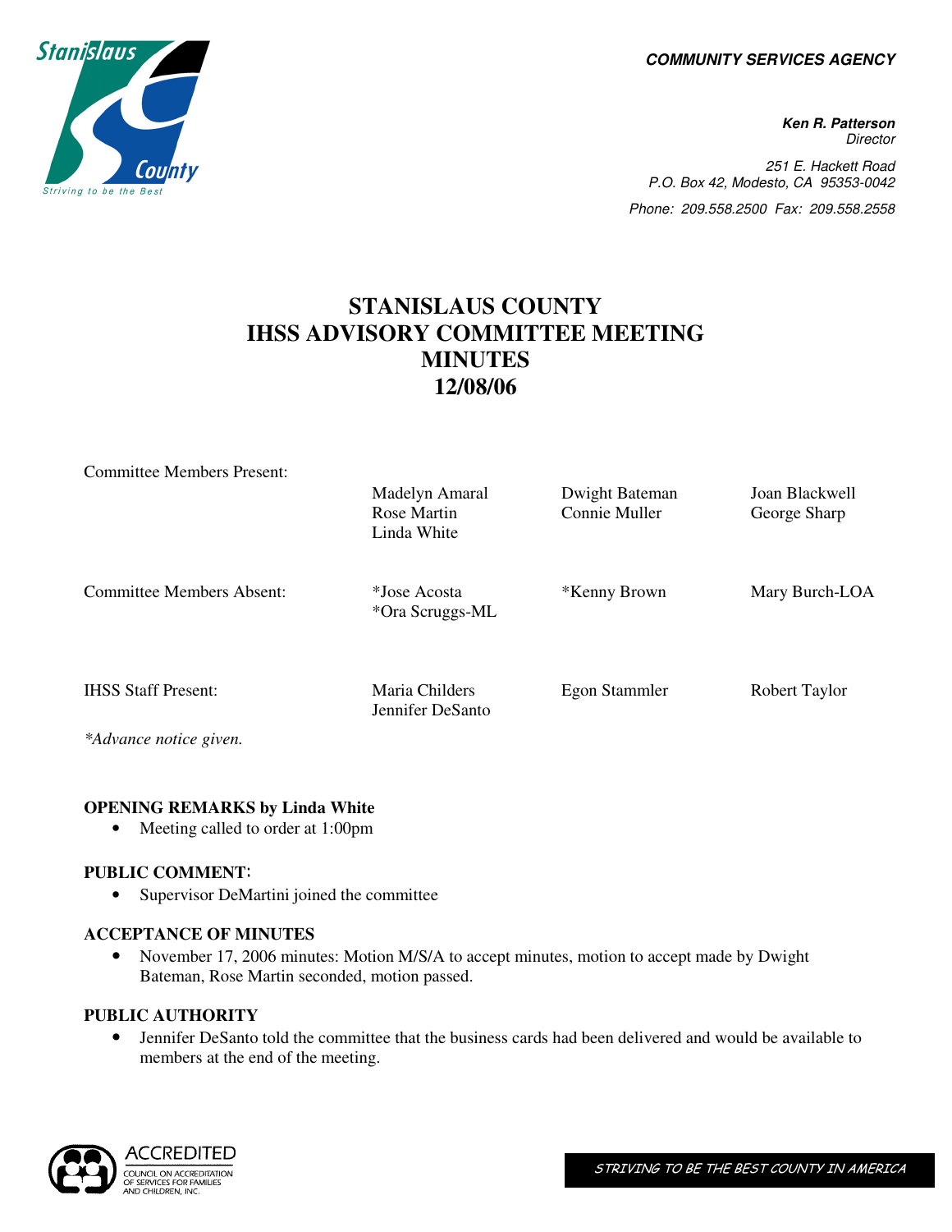**COMMUNITY SERVICES AGENCY**

***Ken R. Patterson***
*Director*

*251 E. Hackett Road*
*P.O. Box 42, Modesto, CA 95353-0042*
*Phone: 209.558.2500 Fax: 209.558.2558*

# STANISLAUS COUNTY IHSS ADVISORY COMMITTEE MEETING MINUTES 12/08/06

| | | | |
|---|---|---|---|
| Committee Members Present: | Madelyn Amaral<br>Rose Martin<br>Linda White | Dwight Bateman<br>Connie Muller | Joan Blackwell<br>George Sharp |
| Committee Members Absent: | *Jose Acosta<br>*Ora Scruggs-ML | *Kenny Brown | Mary Burch-LOA |
| IHSS Staff Present: | Maria Childers<br>Jennifer DeSanto | Egon Stammler | Robert Taylor |

*\*Advance notice given.*

**OPENING REMARKS by Linda White**

- Meeting called to order at 1:00pm

**PUBLIC COMMENT:**

- Supervisor DeMartini joined the committee

**ACCEPTANCE OF MINUTES**

- November 17, 2006 minutes: Motion M/S/A to accept minutes, motion to accept made by Dwight Bateman, Rose Martin seconded, motion passed.

**PUBLIC AUTHORITY**

- Jennifer DeSanto told the committee that the business cards had been delivered and would be available to members at the end of the meeting.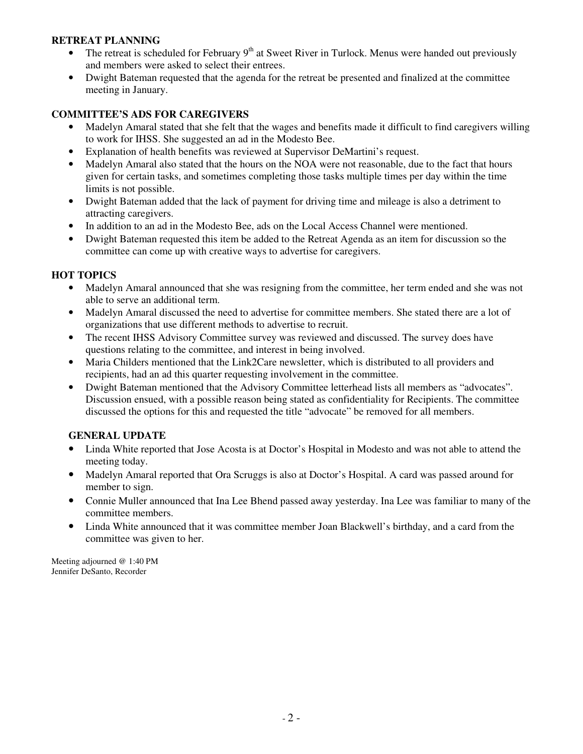**RETREAT PLANNING**

- The retreat is scheduled for February 9th at Sweet River in Turlock. Menus were handed out previously and members were asked to select their entrees.
- Dwight Bateman requested that the agenda for the retreat be presented and finalized at the committee meeting in January.

**COMMITTEE'S ADS FOR CAREGIVERS**

- Madelyn Amaral stated that she felt that the wages and benefits made it difficult to find caregivers willing to work for IHSS. She suggested an ad in the Modesto Bee.
- Explanation of health benefits was reviewed at Supervisor DeMartini's request.
- Madelyn Amaral also stated that the hours on the NOA were not reasonable, due to the fact that hours given for certain tasks, and sometimes completing those tasks multiple times per day within the time limits is not possible.
- Dwight Bateman added that the lack of payment for driving time and mileage is also a detriment to attracting caregivers.
- In addition to an ad in the Modesto Bee, ads on the Local Access Channel were mentioned.
- Dwight Bateman requested this item be added to the Retreat Agenda as an item for discussion so the committee can come up with creative ways to advertise for caregivers.

**HOT TOPICS**

- Madelyn Amaral announced that she was resigning from the committee, her term ended and she was not able to serve an additional term.
- Madelyn Amaral discussed the need to advertise for committee members. She stated there are a lot of organizations that use different methods to advertise to recruit.
- The recent IHSS Advisory Committee survey was reviewed and discussed. The survey does have questions relating to the committee, and interest in being involved.
- Maria Childers mentioned that the Link2Care newsletter, which is distributed to all providers and recipients, had an ad this quarter requesting involvement in the committee.
- Dwight Bateman mentioned that the Advisory Committee letterhead lists all members as "advocates". Discussion ensued, with a possible reason being stated as confidentiality for Recipients. The committee discussed the options for this and requested the title "advocate" be removed for all members.

**GENERAL UPDATE**

- Linda White reported that Jose Acosta is at Doctor's Hospital in Modesto and was not able to attend the meeting today.
- Madelyn Amaral reported that Ora Scruggs is also at Doctor's Hospital. A card was passed around for member to sign.
- Connie Muller announced that Ina Lee Bhend passed away yesterday. Ina Lee was familiar to many of the committee members.
- Linda White announced that it was committee member Joan Blackwell's birthday, and a card from the committee was given to her.

Meeting adjourned @ 1:40 PM
Jennifer DeSanto, Recorder